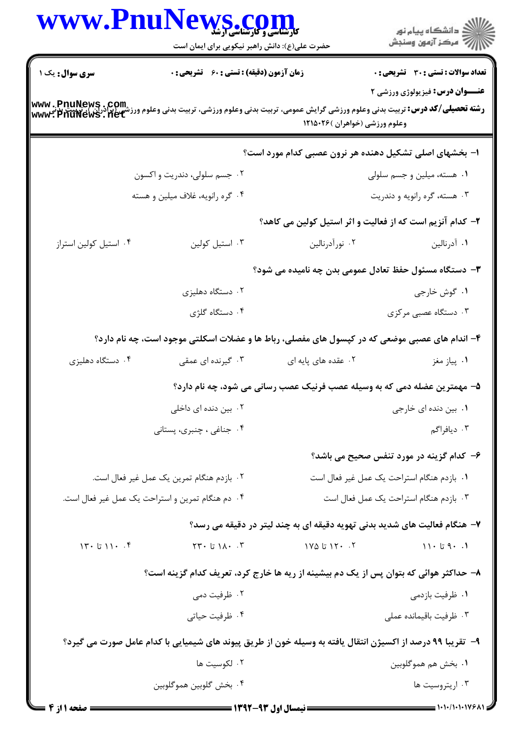**سری سوال:** یک ۱

**زمان آزمون (دقیقه) : تستی : ۶۰ تشریحی : ۰**

**تعداد سوالات : تستی : ۳۰ تشریحی : ۰**

**عنـــوان درس:** فیزیولوژی ورزشی ۲

**رشته تحصیلی/کد درس:** تربیت بدنی وعلوم ورزشی گرایش عمومی، تربیت بدنی وعلوم ورزشی، تربیت بدنی وعلوم ورزشی(برادران)، تربیت بدنی وعلوم ورزشی (خواهران) ۱۲۱۵۰۲۶

**۱- بخشهای اصلی تشکیل دهنده هر نرون عصبی کدام مورد است؟**

۱. هسته، میلین و جسم سلولی

۲. جسم سلولی، دندریت و اکسون

۳. هسته، گره رانویه و دندریت

۴. گره رانویه، غلاف میلین و هسته

**۲- کدام آنزیم است که از فعالیت و اثر استیل کولین می کاهد؟**

۱. آدرنالین

۲. نورآدرنالین

۳. استیل کولین

۴. استیل کولین استراز

**۳- دستگاه مسئول حفظ تعادل عمومی بدن چه نامیده می شود؟**

۱. گوش خارجی

۲. دستگاه دهلیزی

۳. دستگاه عصبی مرکزی

۴. دستگاه گلژی

**۴- اندام های عصبی موضعی که در کپسول های مفصلی، رباط ها و عضلات اسکلتی موجود است، چه نام دارد؟**

۱. پیاز مغز

۲. عقده های پایه ای

۳. گیرنده ای عمقی

۴. دستگاه دهلیزی

**۵- مهمترین عضله دمی که به وسیله عصب فرنیک عصب رسانی می شود، چه نام دارد؟**

۱. بین دنده ای خارجی

۲. بین دنده ای داخلی

۳. دیافراگم

۴. جناغی ، چنبری، پستانی

**۶- کدام گزینه در مورد تنفس صحیح می باشد؟**

۱. بازدم هنگام استراحت یک عمل غیر فعال است

۲. بازدم هنگام تمرین یک عمل غیر فعال است.

۳. بازدم هنگام استراحت یک عمل فعال است

۴. دم هنگام تمرین و استراحت یک عمل غیر فعال است.

**۷- هنگام فعالیت های شدید بدنی تهویه دقیقه ای به چند لیتر در دقیقه می رسد؟**

۱. ۹۰ تا ۱۱۰

۲. ۱۲۰ تا ۱۷۵

۳. ۱۸۰ تا ۲۳۰

۴. ۱۱۰ تا ۱۳۰

**۸- حداکثر هوائی که بتوان پس از یک دم بیشینه از ریه ها خارج کرد، تعریف کدام گزینه است؟**

۱. ظرفیت بازدمی

۲. ظرفیت دمی

۳. ظرفیت باقیمانده عملی

۴. ظرفیت حیاتی

**۹- تقریبا ۹۹ درصد از اکسیژن انتقال یافته به وسیله خون از طریق پیوند های شیمیایی با کدام عامل صورت می گیرد؟**

۱. بخش هم هموگلوبین

۲. لکوسیت ها

۳. اریتروسیت ها

۴. بخش گلوبین هموگلوبین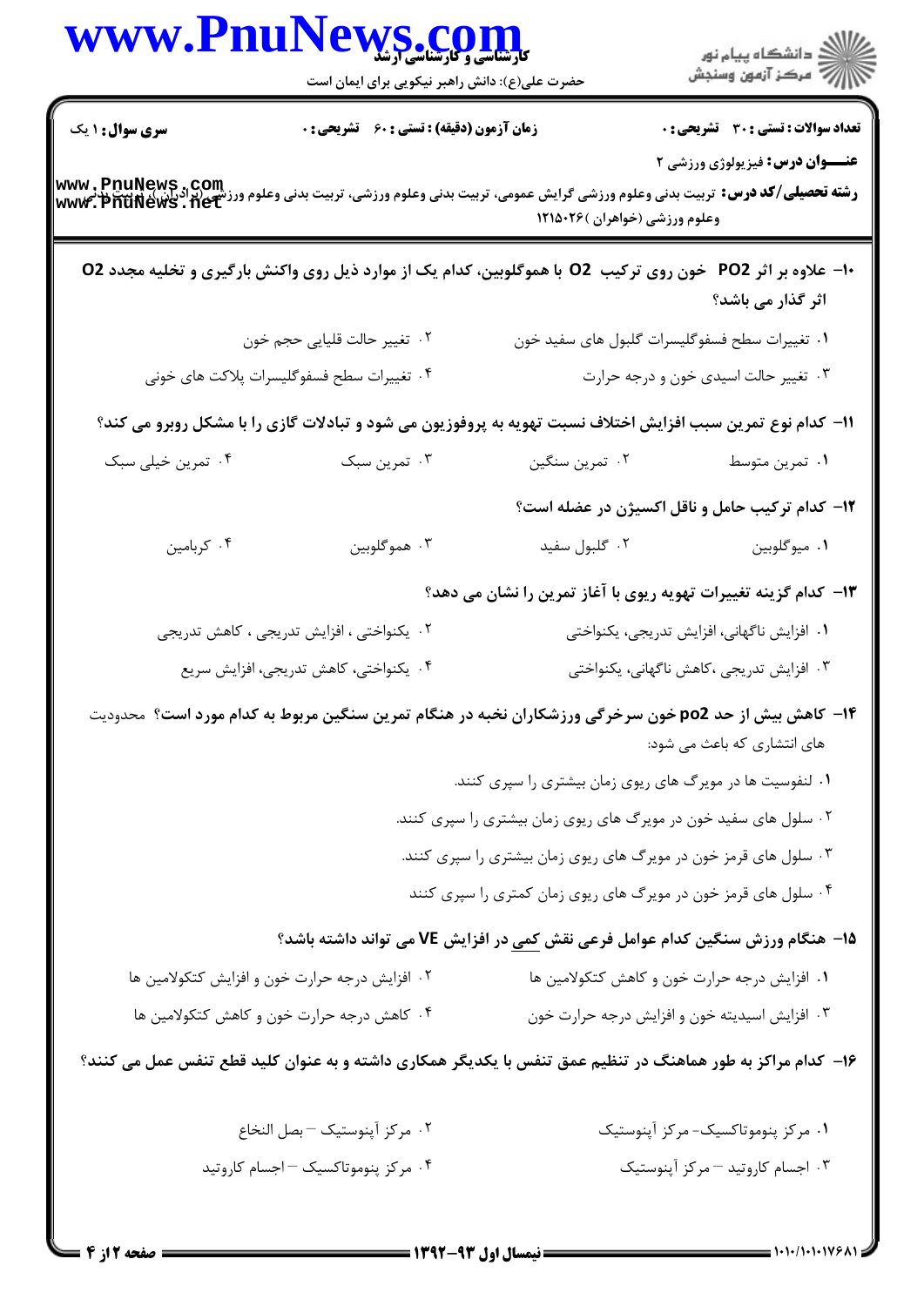۱۰- علاوه بر اثر $PO_2$ خون روی ترکیب $O_2$ با هموگلوبین، کدام یک از موارد ذیل روی واکنش بارگیری و تخلیه مجدد $O_2$ اثر گذار می باشد؟

۱. تغییرات سطح فسفوگلیسرات گلبول های سفید خون

۲. تغییر حالت قلیایی حجم خون

۳. تغییر حالت اسیدی خون و درجه حرارت

۴. تغییرات سطح فسفوگلیسرات پلاکت های خونی

۱۱- کدام نوع تمرین سبب افزایش اختلاف نسبت تهویه به پروفوزیون می شود و تبادلات گازی را با مشکل روبرو می کند؟

۱. تمرین متوسط

۲. تمرین سنگین

۳. تمرین سبک

۴. تمرین خیلی سبک

۱۲- کدام ترکیب حامل و ناقل اکسیژن در عضله است؟

۱. میوگلوبین

۲. گلبول سفید

۳. هموگلوبین

۴. کربامین

۱۳- کدام گزینه تغییرات تهویه ریوی با آغاز تمرین را نشان می دهد؟

۱. افزایش ناگهانی، افزایش تدریجی، یکنواختی

۲. یکنواختی ، افزایش تدریجی ، کاهش تدریجی

۳. افزایش تدریجی ،کاهش ناگهانی، یکنواختی

۴. یکنواختی، کاهش تدریجی، افزایش سریع

۱۴- کاهش بیش از حد $po2$ خون سرخرگی ورزشکاران نخبه در هنگام تمرین سنگین مربوط به کدام مورد است؟ محدودیت های انتشاری که باعث می شود:

۱. لنفوسیت ها در مویرگ های ریوی زمان بیشتری را سپری کنند.

۲. سلول های سفید خون در مویرگ های ریوی زمان بیشتری را سپری کنند.

۳. سلول های قرمز خون در مویرگ های ریوی زمان بیشتری را سپری کنند.

۴. سلول های قرمز خون در مویرگ های ریوی زمان کمتری را سپری کنند

۱۵- هنگام ورزش سنگین کدام عوامل فرعی نقش کمی در افزایش VE می تواند داشته باشد؟

۱. افزایش درجه حرارت خون و کاهش کتکولامین ها

۲. افزایش درجه حرارت خون و افزایش کتکولامین ها

۳. افزایش اسیدیته خون و افزایش درجه حرارت خون

۴. کاهش درجه حرارت خون و کاهش کتکولامین ها

۱۶- کدام مراکز به طور هماهنگ در تنظیم عمق تنفس با یکدیگر همکاری داشته و به عنوان کلید قطع تنفس عمل می کنند؟

۱. مرکز پنوموتاکسیک- مرکز آپنوستیک

۲. مرکز آپنوستیک – بصل النخاع

۳. اجسام کاروتید – مرکز آپنوستیک

۴. مرکز پنوموتاکسیک – اجسام کاروتید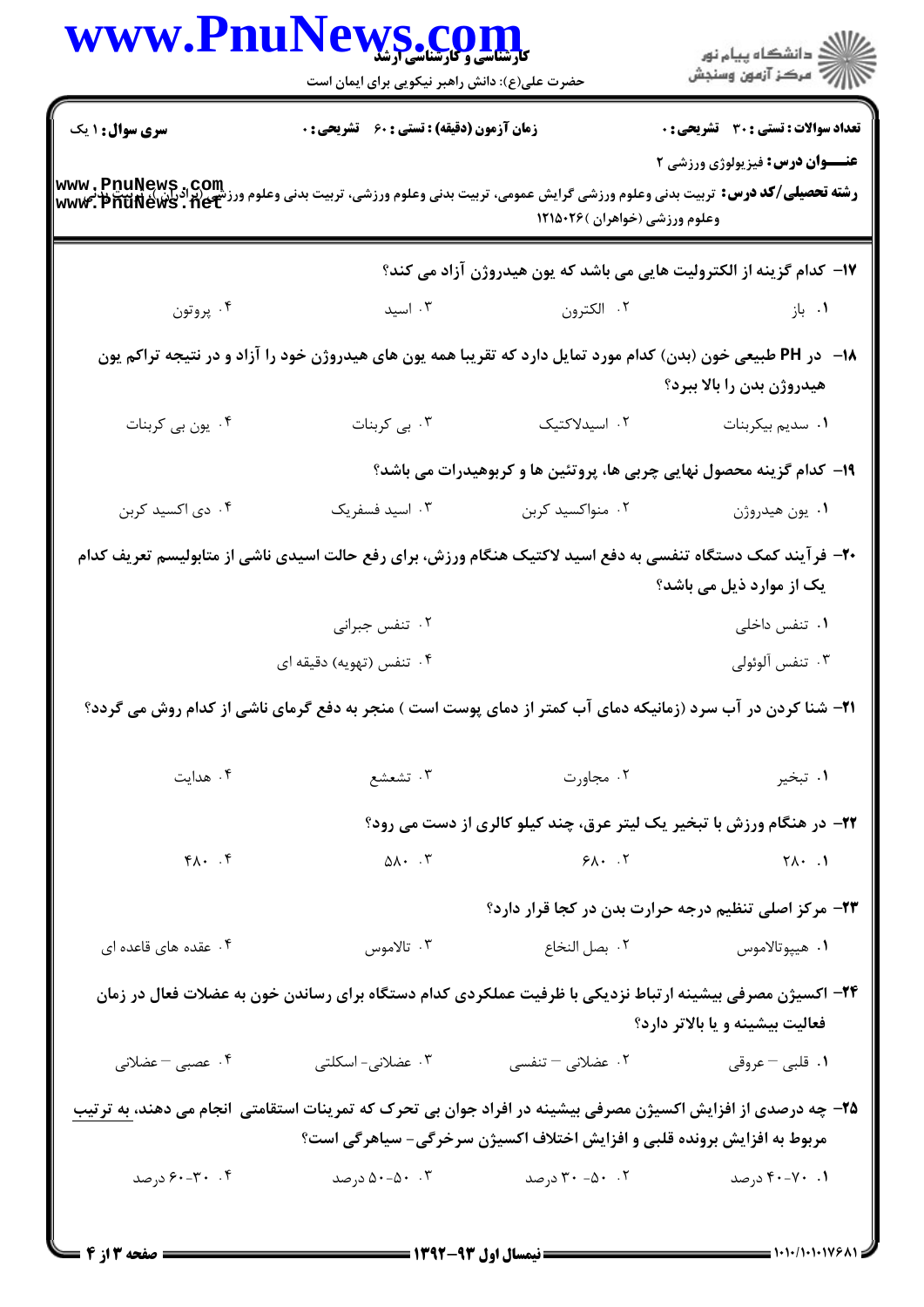۱۷- کدام گزینه از الکترولیت هایی می باشد که یون هیدروژن آزاد می کند؟

۱. باز
۲. الکترون
۳. اسید
۴. پروتون

۱۸- در PH طبیعی خون (بدن) کدام مورد تمایل دارد که تقریبا همه یون های هیدروژن خود را آزاد و در نتیجه تراکم یون هیدروژن بدن را بالا ببرد؟

۱. سدیم بیکربنات
۲. اسیدلاکتیک
۳. بی کربنات
۴. یون بی کربنات

۱۹- کدام گزینه محصول نهایی چربی ها، پروتئین ها و کربوهیدرات می باشد؟

۱. یون هیدروژن
۲. منواکسید کربن
۳. اسید فسفریک
۴. دی اکسید کربن

۲۰- فرآیند کمک دستگاه تنفسی به دفع اسید لاکتیک هنگام ورزش، برای رفع حالت اسیدی ناشی از متابولیسم تعریف کدام یک از موارد ذیل می باشد؟

۱. تنفس داخلی
۲. تنفس جبرانی
۳. تنفس آلوئولی
۴. تنفس (تهویه) دقیقه ای

۲۱- شنا کردن در آب سرد (زمانیکه دمای آب کمتر از دمای پوست است ) منجر به دفع گرمای ناشی از کدام روش می گردد؟

۱. تبخیر
۲. مجاورت
۳. تشعشع
۴. هدایت

۲۲- در هنگام ورزش با تبخیر یک لیتر عرق، چند کیلو کالری از دست می رود؟

۱. ۲۸۰
۲. ۶۸۰
۳. ۵۸۰
۴. ۴۸۰

۲۳- مرکز اصلی تنظیم درجه حرارت بدن در کجا قرار دارد؟

۱. هیپوتالاموس
۲. بصل النخاع
۳. تالاموس
۴. عقده های قاعده ای

۲۴- اکسیژن مصرفی بیشینه ارتباط نزدیکی با ظرفیت عملکردی کدام دستگاه برای رساندن خون به عضلات فعال در زمان فعالیت بیشینه و یا بالاتر دارد؟

۱. قلبی – عروقی
۲. عضلانی – تنفسی
۳. عضلانی- اسکلتی
۴. عصبی – عضلانی

۲۵- چه درصدی از افزایش اکسیژن مصرفی بیشینه در افراد جوان بی تحرک که تمرینات استقامتی انجام می دهند، به ترتیب مربوط به افزایش برونده قلبی و افزایش اختلاف اکسیژن سرخرگی- سیاهرگی است؟

۱. ۷۰-۴۰ درصد
۲. ۵۰- ۳۰ درصد
۳. ۵۰-۵۰ درصد
۴. ۳۰-۶۰ درصد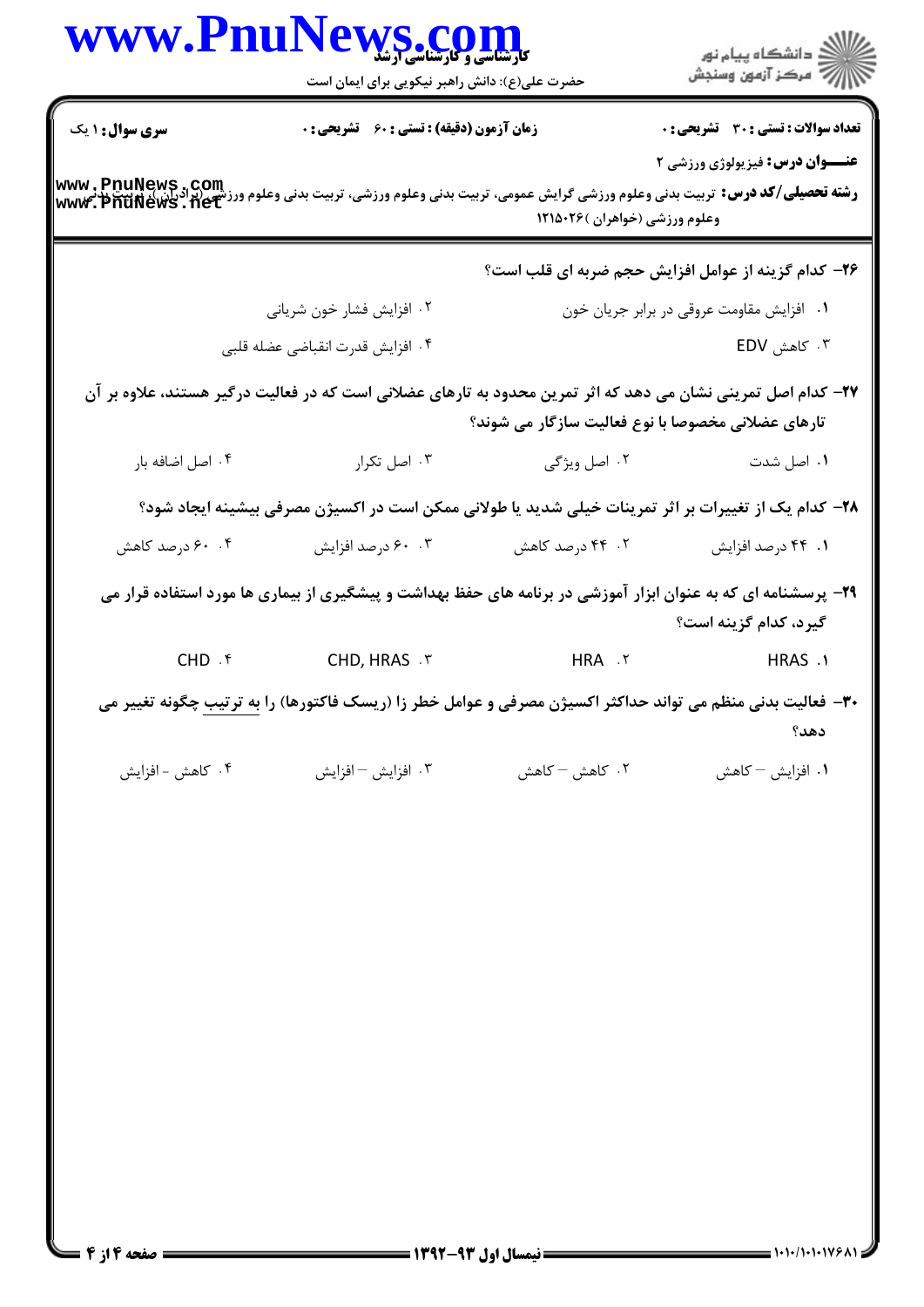۲۶- کدام گزینه از عوامل افزایش حجم ضربه ای قلب است؟

۱. افزایش مقاومت عروقی در برابر جریان خون

۲. افزایش فشار خون شریانی

۳. کاهش EDV

۴. افزایش قدرت انقباضی عضله قلبی

۲۷- کدام اصل تمرینی نشان می دهد که اثر تمرین محدود به تارهای عضلانی است که در فعالیت درگیر هستند، علاوه بر آن تارهای عضلانی مخصوصا با نوع فعالیت سازگار می شوند؟

۱. اصل شدت

۲. اصل ویژگی

۳. اصل تکرار

۴. اصل اضافه بار

۲۸- کدام یک از تغییرات بر اثر تمرینات خیلی شدید یا طولانی ممکن است در اکسیژن مصرفی بیشینه ایجاد شود؟

۱. ۴۴ درصد افزایش

۲. ۴۴ درصد کاهش

۳. ۶۰ درصد افزایش

۴. ۶۰ درصد کاهش

۲۹- پرسشنامه ای که به عنوان ابزار آموزشی در برنامه های حفظ بهداشت و پیشگیری از بیماری ها مورد استفاده قرار می گیرد، کدام گزینه است؟

۱. HRAS

۲. HRA

۳. CHD, HRAS

۴. CHD

۳۰- فعالیت بدنی منظم می تواند حداکثر اکسیژن مصرفی و عوامل خطر زا (ریسک فاکتورها) را به ترتیب چگونه تغییر می دهد؟

۱. افزایش – کاهش

۲. کاهش – کاهش

۳. افزایش – افزایش

۴. کاهش - افزایش